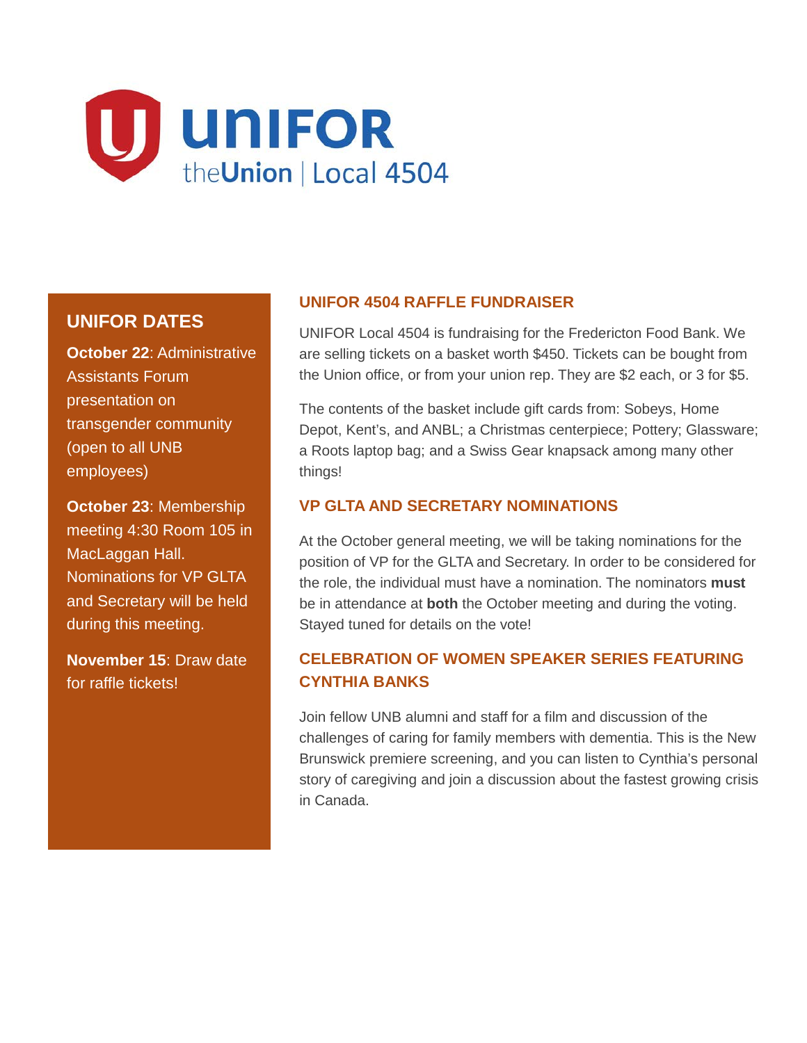# UNIFOR

theUnion | Local 4504

## UNIFOR DATES

**October 22**: Administrative Assistants Forum presentation on transgender community (open to all UNB employees)

**October 23**: Membership meeting 4:30 Room 105 in MacLaggan Hall. Nominations for VP GLTA and Secretary will be held during this meeting.

**November 15**: Draw date for raffle tickets!

## UNIFOR 4504 RAFFLE FUNDRAISER

UNIFOR Local 4504 is fundraising for the Fredericton Food Bank. We are selling tickets on a basket worth $450. Tickets can be bought from the Union office, or from your union rep. They are $2 each, or 3 for $5.

The contents of the basket include gift cards from: Sobeys, Home Depot, Kent's, and ANBL; a Christmas centerpiece; Pottery; Glassware; a Roots laptop bag; and a Swiss Gear knapsack among many other things!

## VP GLTA AND SECRETARY NOMINATIONS

At the October general meeting, we will be taking nominations for the position of VP for the GLTA and Secretary. In order to be considered for the role, the individual must have a nomination. The nominators **must** be in attendance at **both** the October meeting and during the voting. Stayed tuned for details on the vote!

## CELEBRATION OF WOMEN SPEAKER SERIES FEATURING CYNTHIA BANKS

Join fellow UNB alumni and staff for a film and discussion of the challenges of caring for family members with dementia. This is the New Brunswick premiere screening, and you can listen to Cynthia's personal story of caregiving and join a discussion about the fastest growing crisis in Canada.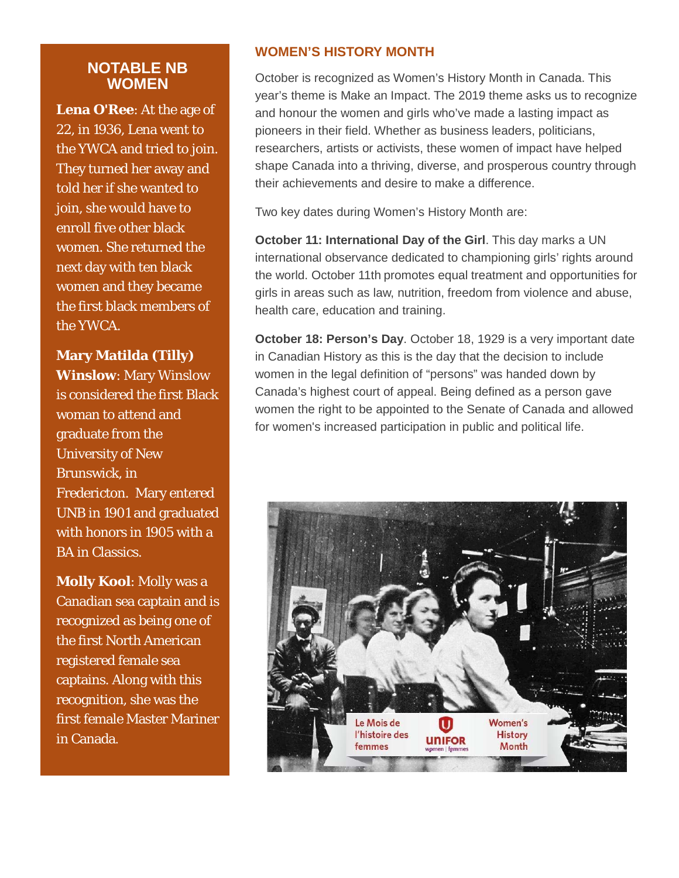## NOTABLE NB WOMEN

**Lena O'Ree**: At the age of 22, in 1936, Lena went to the YWCA and tried to join. They turned her away and told her if she wanted to join, she would have to enroll five other black women. She returned the next day with ten black women and they became the first black members of the YWCA.

**Mary Matilda (Tilly) Winslow**: Mary Winslow is considered the first Black woman to attend and graduate from the University of New Brunswick, in Fredericton. Mary entered UNB in 1901 and graduated with honors in 1905 with a BA in Classics.

**Molly Kool**: Molly was a Canadian sea captain and is recognized as being one of the first North American registered female sea captains. Along with this recognition, she was the first female Master Mariner in Canada.

## WOMEN'S HISTORY MONTH

October is recognized as Women's History Month in Canada. This year's theme is Make an Impact. The 2019 theme asks us to recognize and honour the women and girls who've made a lasting impact as pioneers in their field. Whether as business leaders, politicians, researchers, artists or activists, these women of impact have helped shape Canada into a thriving, diverse, and prosperous country through their achievements and desire to make a difference.

Two key dates during Women's History Month are:

**October 11: International Day of the Girl**. This day marks a UN international observance dedicated to championing girls' rights around the world. October 11th promotes equal treatment and opportunities for girls in areas such as law, nutrition, freedom from violence and abuse, health care, education and training.

**October 18: Person's Day**. October 18, 1929 is a very important date in Canadian History as this is the day that the decision to include women in the legal definition of "persons" was handed down by Canada's highest court of appeal. Being defined as a person gave women the right to be appointed to the Senate of Canada and allowed for women's increased participation in public and political life.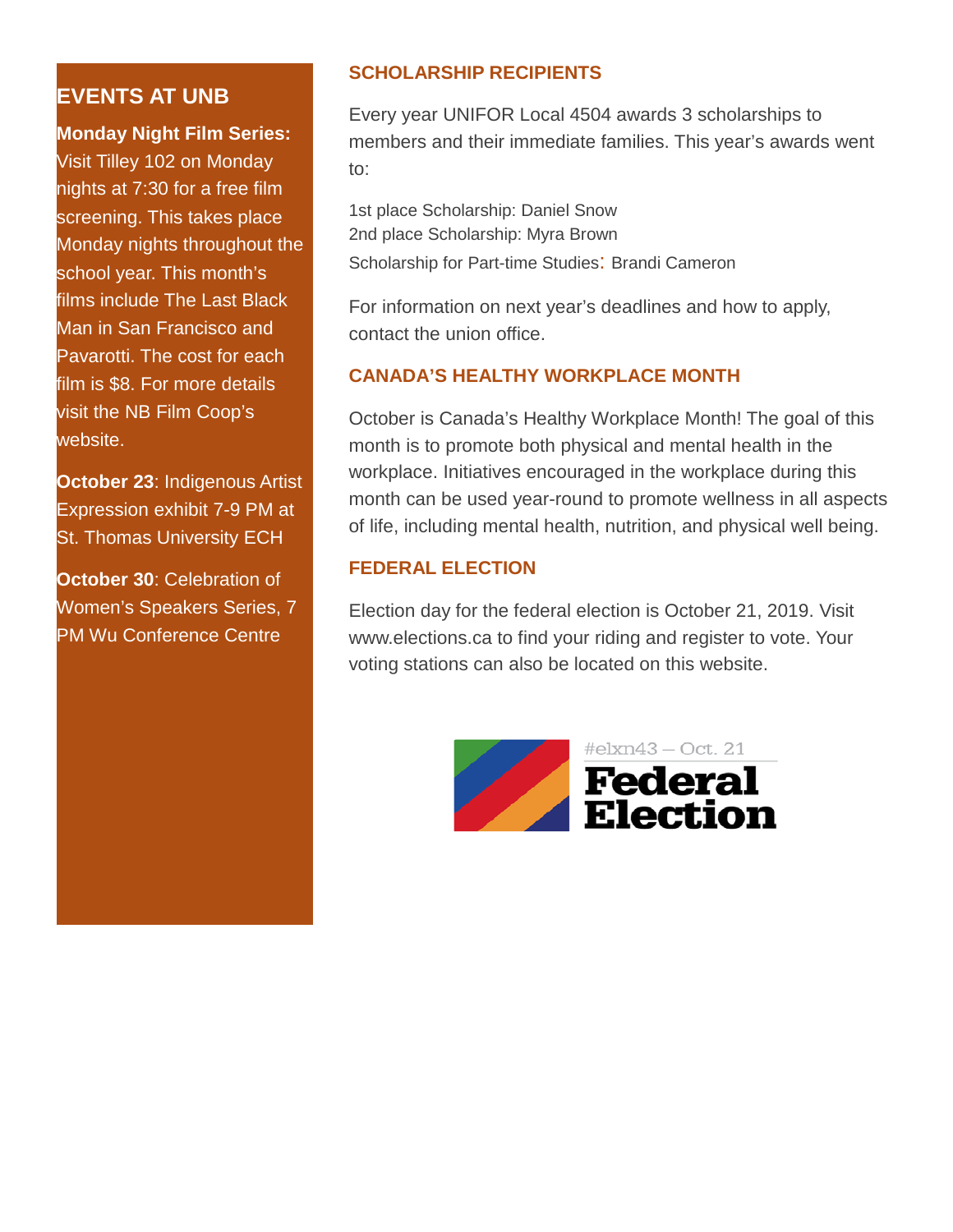## EVENTS AT UNB

**Monday Night Film Series:** Visit Tilley 102 on Monday nights at 7:30 for a free film screening. This takes place Monday nights throughout the school year. This month's films include The Last Black Man in San Francisco and Pavarotti. The cost for each film is $8. For more details visit the NB Film Coop's website.

**October 23**: Indigenous Artist Expression exhibit 7-9 PM at St. Thomas University ECH

**October 30**: Celebration of Women's Speakers Series, 7 PM Wu Conference Centre

## SCHOLARSHIP RECIPIENTS

Every year UNIFOR Local 4504 awards 3 scholarships to members and their immediate families. This year's awards went to:

1st place Scholarship: Daniel Snow
2nd place Scholarship: Myra Brown
Scholarship for Part-time Studies: Brandi Cameron

For information on next year's deadlines and how to apply, contact the union office.

## CANADA'S HEALTHY WORKPLACE MONTH

October is Canada's Healthy Workplace Month! The goal of this month is to promote both physical and mental health in the workplace. Initiatives encouraged in the workplace during this month can be used year-round to promote wellness in all aspects of life, including mental health, nutrition, and physical well being.

## FEDERAL ELECTION

Election day for the federal election is October 21, 2019. Visit www.elections.ca to find your riding and register to vote. Your voting stations can also be located on this website.

#elxn43 – Oct. 21
Federal Election